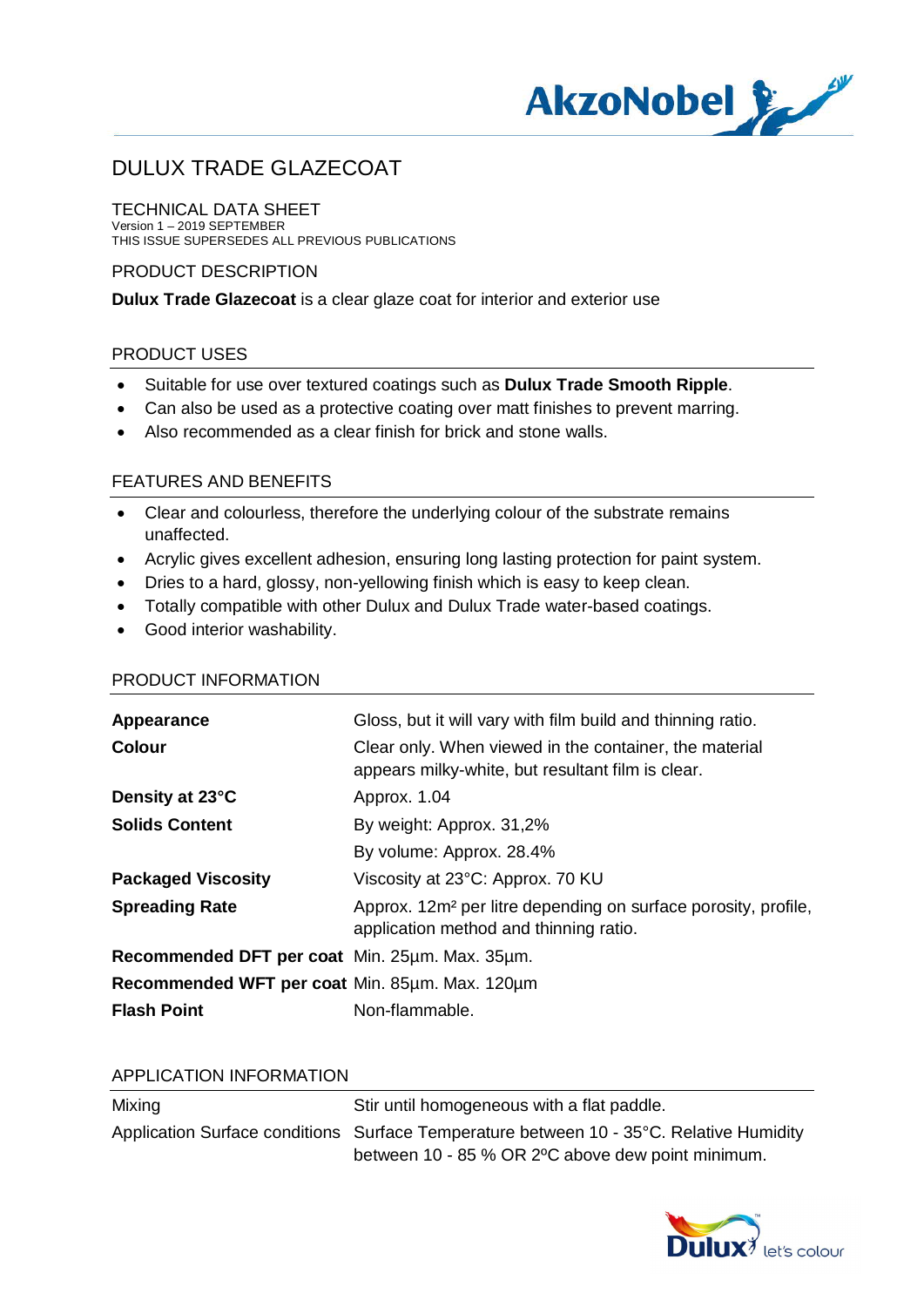# DULUX TRADE GLAZECOAT

## TECHNICAL DATA SHEET

Version 1 – 2019 SEPTEMBER
THIS ISSUE SUPERSEDES ALL PREVIOUS PUBLICATIONS

## PRODUCT DESCRIPTION

**Dulux Trade Glazecoat** is a clear glaze coat for interior and exterior use

## PRODUCT USES

- Suitable for use over textured coatings such as **Dulux Trade Smooth Ripple**.
- Can also be used as a protective coating over matt finishes to prevent marring.
- Also recommended as a clear finish for brick and stone walls.

## FEATURES AND BENEFITS

- Clear and colourless, therefore the underlying colour of the substrate remains unaffected.
- Acrylic gives excellent adhesion, ensuring long lasting protection for paint system.
- Dries to a hard, glossy, non-yellowing finish which is easy to keep clean.
- Totally compatible with other Dulux and Dulux Trade water-based coatings.
- Good interior washability.

## PRODUCT INFORMATION

| | |
|---|---|
| **Appearance** | Gloss, but it will vary with film build and thinning ratio. |
| **Colour** | Clear only. When viewed in the container, the material appears milky-white, but resultant film is clear. |
| **Density at 23°C** | Approx. 1.04 |
| **Solids Content** | By weight: Approx. 31,2% |
| | By volume: Approx. 28.4% |
| **Packaged Viscosity** | Viscosity at 23°C: Approx. 70 KU |
| **Spreading Rate** | Approx. 12m² per litre depending on surface porosity, profile, application method and thinning ratio. |
| **Recommended DFT per coat** | Min. 25µm. Max. 35µm. |
| **Recommended WFT per coat** | Min. 85µm. Max. 120µm |
| **Flash Point** | Non-flammable. |

## APPLICATION INFORMATION

| | |
|---|---|
| Mixing | Stir until homogeneous with a flat paddle. |
| Application Surface conditions | Surface Temperature between 10 - 35°C. Relative Humidity between 10 - 85 % OR 2ºC above dew point minimum. |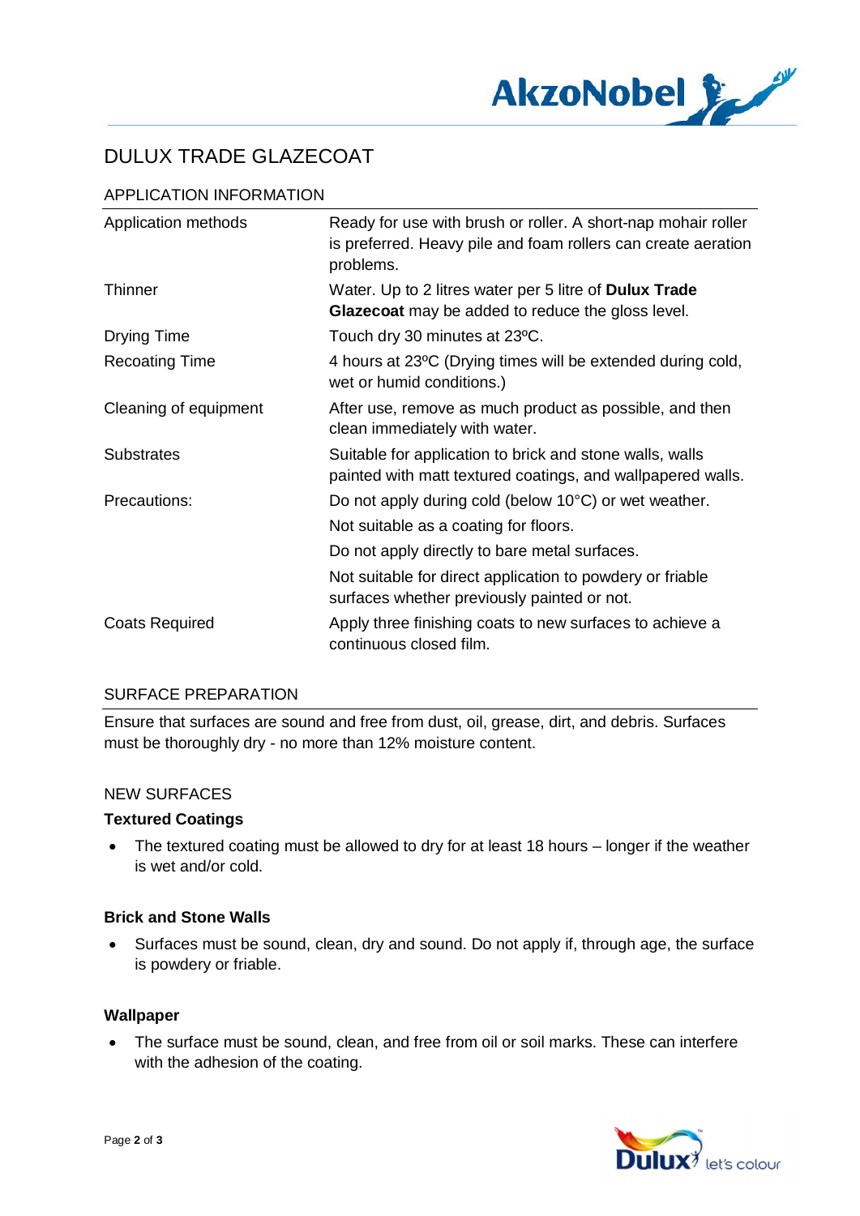# DULUX TRADE GLAZECOAT

## APPLICATION INFORMATION

| | |
|---|---|
| Application methods | Ready for use with brush or roller. A short-nap mohair roller is preferred. Heavy pile and foam rollers can create aeration problems. |
| Thinner | Water. Up to 2 litres water per 5 litre of **Dulux Trade Glazecoat** may be added to reduce the gloss level. |
| Drying Time | Touch dry 30 minutes at 23ºC. |
| Recoating Time | 4 hours at 23ºC (Drying times will be extended during cold, wet or humid conditions.) |
| Cleaning of equipment | After use, remove as much product as possible, and then clean immediately with water. |
| Substrates | Suitable for application to brick and stone walls, walls painted with matt textured coatings, and wallpapered walls. |
| Precautions: | Do not apply during cold (below 10°C) or wet weather.<br>Not suitable as a coating for floors.<br>Do not apply directly to bare metal surfaces.<br>Not suitable for direct application to powdery or friable surfaces whether previously painted or not. |
| Coats Required | Apply three finishing coats to new surfaces to achieve a continuous closed film. |

## SURFACE PREPARATION

Ensure that surfaces are sound and free from dust, oil, grease, dirt, and debris. Surfaces must be thoroughly dry - no more than 12% moisture content.

### NEW SURFACES

**Textured Coatings**

- The textured coating must be allowed to dry for at least 18 hours – longer if the weather is wet and/or cold.

**Brick and Stone Walls**

- Surfaces must be sound, clean, dry and sound. Do not apply if, through age, the surface is powdery or friable.

**Wallpaper**

- The surface must be sound, clean, and free from oil or soil marks. These can interfere with the adhesion of the coating.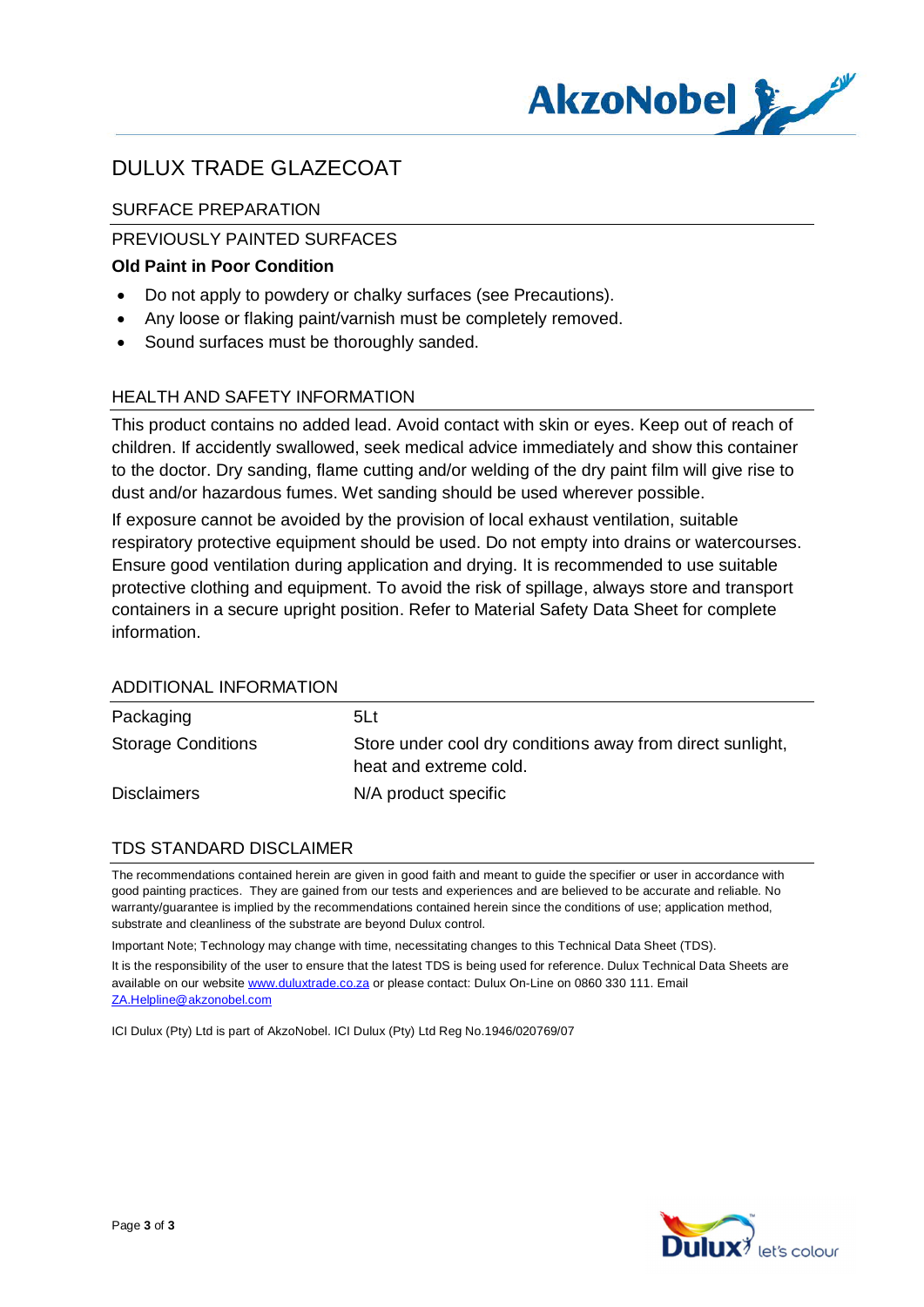# DULUX TRADE GLAZECOAT

## SURFACE PREPARATION

## PREVIOUSLY PAINTED SURFACES

**Old Paint in Poor Condition**

- Do not apply to powdery or chalky surfaces (see Precautions).
- Any loose or flaking paint/varnish must be completely removed.
- Sound surfaces must be thoroughly sanded.

## HEALTH AND SAFETY INFORMATION

This product contains no added lead. Avoid contact with skin or eyes. Keep out of reach of children. If accidently swallowed, seek medical advice immediately and show this container to the doctor. Dry sanding, flame cutting and/or welding of the dry paint film will give rise to dust and/or hazardous fumes. Wet sanding should be used wherever possible.

If exposure cannot be avoided by the provision of local exhaust ventilation, suitable respiratory protective equipment should be used. Do not empty into drains or watercourses. Ensure good ventilation during application and drying. It is recommended to use suitable protective clothing and equipment. To avoid the risk of spillage, always store and transport containers in a secure upright position. Refer to Material Safety Data Sheet for complete information.

## ADDITIONAL INFORMATION

| | |
|---|---|
| Packaging | 5Lt |
| Storage Conditions | Store under cool dry conditions away from direct sunlight, heat and extreme cold. |
| Disclaimers | N/A product specific |

## TDS STANDARD DISCLAIMER

The recommendations contained herein are given in good faith and meant to guide the specifier or user in accordance with good painting practices. They are gained from our tests and experiences and are believed to be accurate and reliable. No warranty/guarantee is implied by the recommendations contained herein since the conditions of use; application method, substrate and cleanliness of the substrate are beyond Dulux control.

Important Note; Technology may change with time, necessitating changes to this Technical Data Sheet (TDS).

It is the responsibility of the user to ensure that the latest TDS is being used for reference. Dulux Technical Data Sheets are available on our website www.duluxtrade.co.za or please contact: Dulux On-Line on 0860 330 111. Email ZA.Helpline@akzonobel.com

ICI Dulux (Pty) Ltd is part of AkzoNobel. ICI Dulux (Pty) Ltd Reg No.1946/020769/07